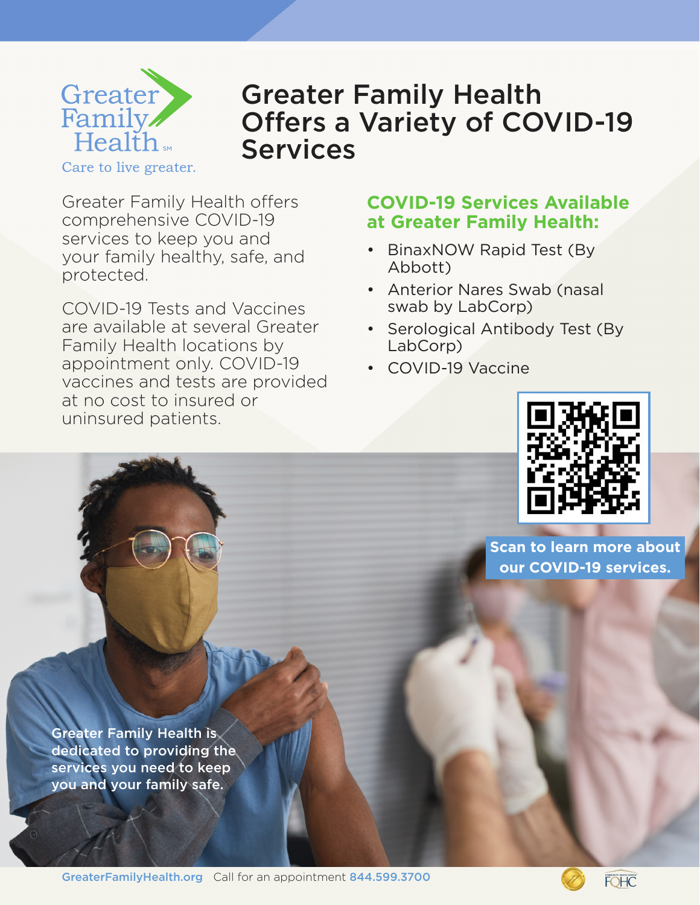Greater Family Health

Care to live greater.

# Greater Family Health Offers a Variety of COVID-19 Services

Greater Family Health offers comprehensive COVID-19 services to keep you and your family healthy, safe, and protected.

COVID-19 Tests and Vaccines are available at several Greater Family Health locations by appointment only. COVID-19 vaccines and tests are provided at no cost to insured or uninsured patients.

## COVID-19 Services Available at Greater Family Health:

- BinaxNOW Rapid Test (By Abbott)
- Anterior Nares Swab (nasal swab by LabCorp)
- Serological Antibody Test (By LabCorp)
- COVID-19 Vaccine

**Scan to learn more about our COVID-19 services.**

**Greater Family Health is dedicated to providing the services you need to keep you and your family safe.**

**GreaterFamilyHealth.org** Call for an appointment **844.599.3700**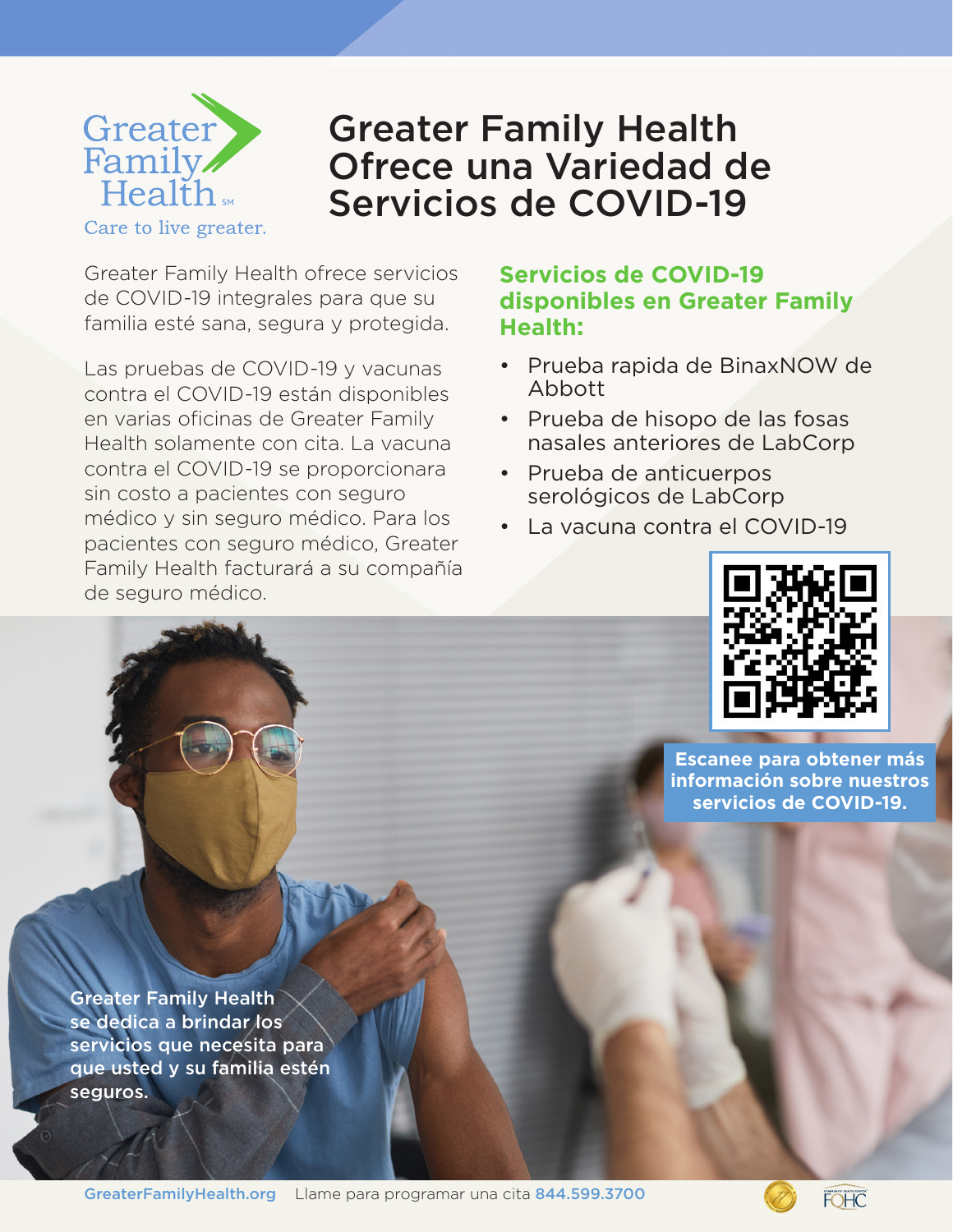Greater Family Health

Care to live greater.

# Greater Family Health Ofrece una Variedad de Servicios de COVID-19

Greater Family Health ofrece servicios de COVID-19 integrales para que su familia esté sana, segura y protegida.

Las pruebas de COVID-19 y vacunas contra el COVID-19 están disponibles en varias oficinas de Greater Family Health solamente con cita. La vacuna contra el COVID-19 se proporcionara sin costo a pacientes con seguro médico y sin seguro médico. Para los pacientes con seguro médico, Greater Family Health facturará a su compañía de seguro médico.

## Servicios de COVID-19 disponibles en Greater Family Health:

- Prueba rapida de BinaxNOW de Abbott
- Prueba de hisopo de las fosas nasales anteriores de LabCorp
- Prueba de anticuerpos serológicos de LabCorp
- La vacuna contra el COVID-19

**Escanee para obtener más información sobre nuestros servicios de COVID-19.**

**Greater Family Health se dedica a brindar los servicios que necesita para que usted y su familia estén seguros.**

GreaterFamilyHealth.org Llame para programar una cita 844.599.3700